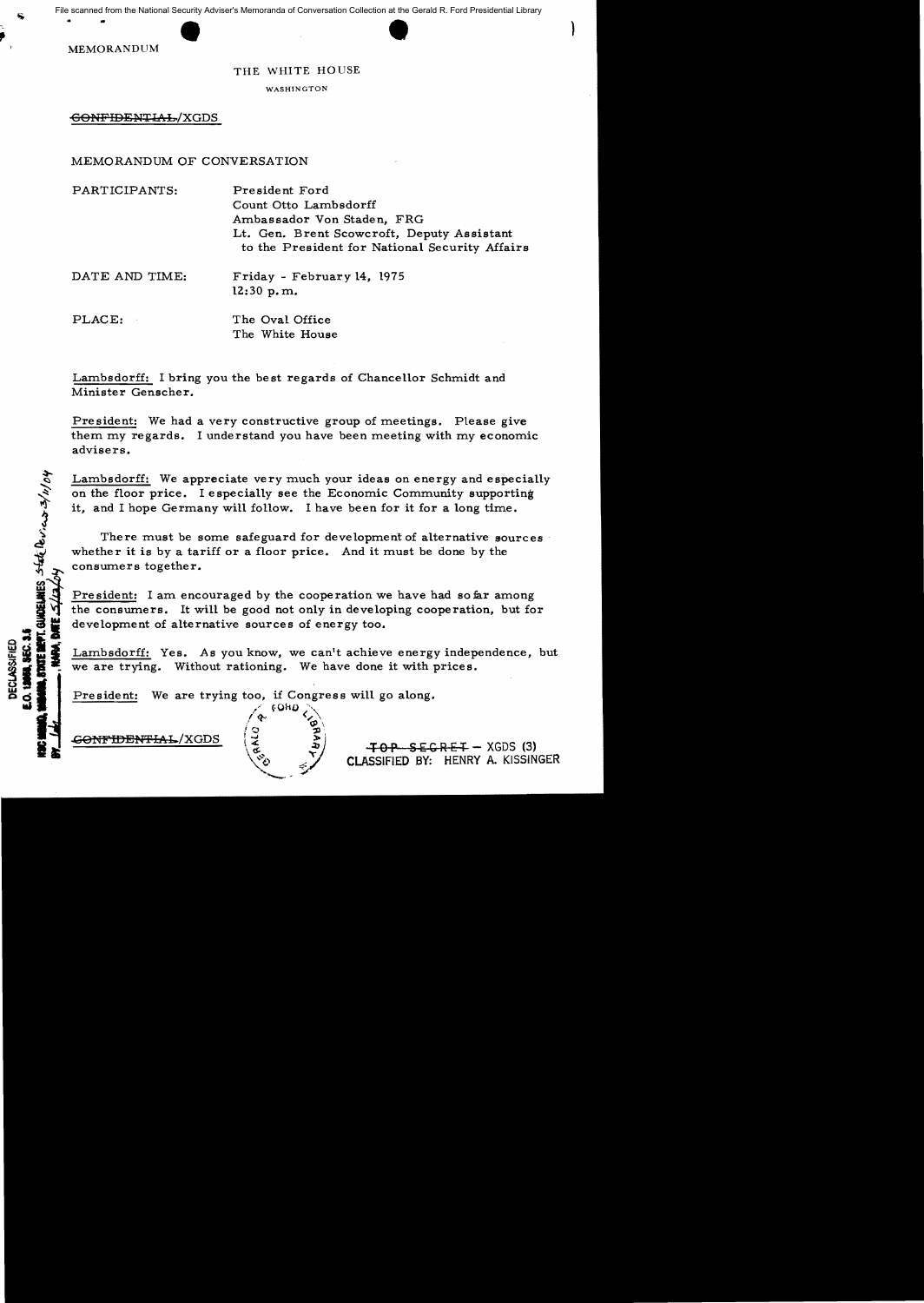File scanned from the National Security Adviser's Memoranda of Conversation Collection at the Gerald R. Ford Presidential Library

MEMORANDUM

THE WHITE HOUSE

WASHINGTON

~~CONFIDENTIAL~~/XGDS

MEMORANDUM OF CONVERSATION

PARTICIPANTS: President Ford
Count Otto Lambsdorff
Ambassador Von Staden, FRG
Lt. Gen. Brent Scowcroft, Deputy Assistant to the President for National Security Affairs

DATE AND TIME: Friday - February 14, 1975
12:30 p.m.

PLACE: The Oval Office
The White House

Lambsdorff: I bring you the best regards of Chancellor Schmidt and Minister Genscher.

President: We had a very constructive group of meetings. Please give them my regards. I understand you have been meeting with my economic advisers.

Lambsdorff: We appreciate very much your ideas on energy and especially on the floor price. I especially see the Economic Community supporting it, and I hope Germany will follow. I have been for it for a long time.

There must be some safeguard for development of alternative sources whether it is by a tariff or a floor price. And it must be done by the consumers together.

President: I am encouraged by the cooperation we have had so far among the consumers. It will be good not only in developing cooperation, but for development of alternative sources of energy too.

Lambsdorff: Yes. As you know, we can't achieve energy independence, but we are trying. Without rationing. We have done it with prices.

President: We are trying too, if Congress will go along.

DECLASSIFIED
E.O. 12958, SEC. 3.5
NSC MEMO, 11/24/98, STATE DEPT. GUIDELINES, State Review 3/11/04
BY ___, NARA, DATE 5/12/04

~~CONFIDENTIAL~~/XGDS

~~TOP SECRET~~ – XGDS (3)
CLASSIFIED BY: HENRY A. KISSINGER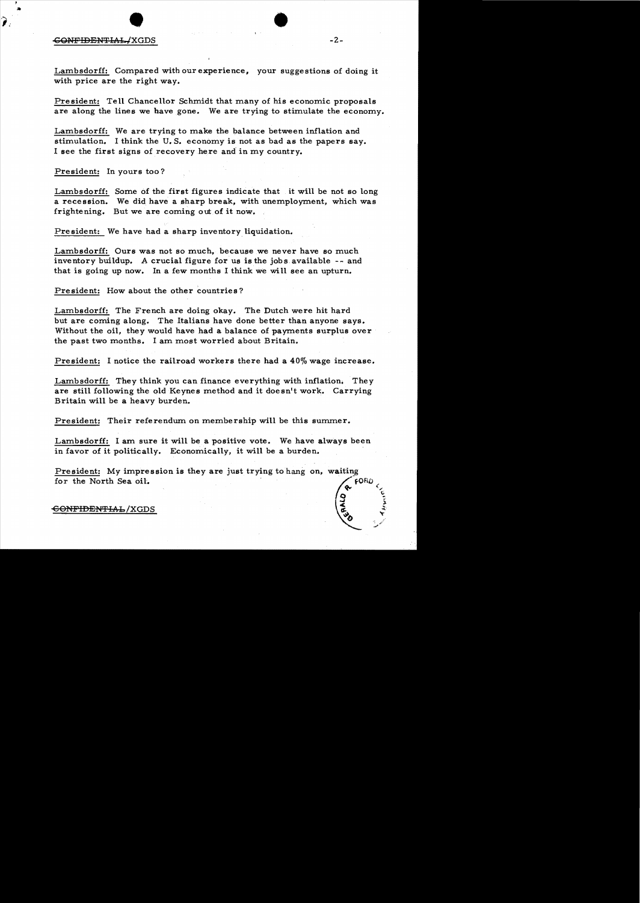Lambsdorff: Compared with our experience, your suggestions of doing it with price are the right way.

President: Tell Chancellor Schmidt that many of his economic proposals are along the lines we have gone. We are trying to stimulate the economy.

Lambsdorff: We are trying to make the balance between inflation and stimulation. I think the U.S. economy is not as bad as the papers say. I see the first signs of recovery here and in my country.

President: In yours too?

Lambsdorff: Some of the first figures indicate that it will be not so long a recession. We did have a sharp break, with unemployment, which was frightening. But we are coming out of it now.

President: We have had a sharp inventory liquidation.

Lambsdorff: Ours was not so much, because we never have so much inventory buildup. A crucial figure for us is the jobs available -- and that is going up now. In a few months I think we will see an upturn.

President: How about the other countries?

Lambsdorff: The French are doing okay. The Dutch were hit hard but are coming along. The Italians have done better than anyone says. Without the oil, they would have had a balance of payments surplus over the past two months. I am most worried about Britain.

President: I notice the railroad workers there had a 40% wage increase.

Lambsdorff: They think you can finance everything with inflation. They are still following the old Keynes method and it doesn't work. Carrying Britain will be a heavy burden.

President: Their referendum on membership will be this summer.

Lambsdorff: I am sure it will be a positive vote. We have always been in favor of it politically. Economically, it will be a burden.

President: My impression is they are just trying to hang on, waiting for the North Sea oil.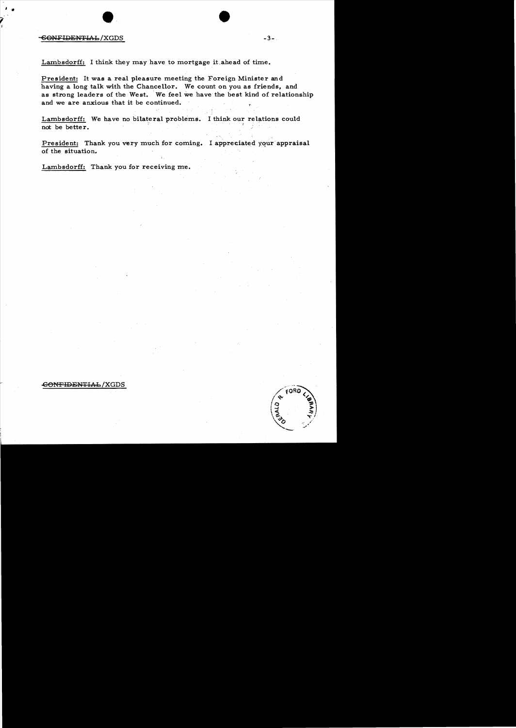Lambsdorff: I think they may have to mortgage it ahead of time.

President: It was a real pleasure meeting the Foreign Minister and having a long talk with the Chancellor. We count on you as friends, and as strong leaders of the West. We feel we have the best kind of relationship and we are anxious that it be continued.

Lambsdorff: We have no bilateral problems. I think our relations could not be better.

President: Thank you very much for coming. I appreciated your appraisal of the situation.

Lambsdorff: Thank you for receiving me.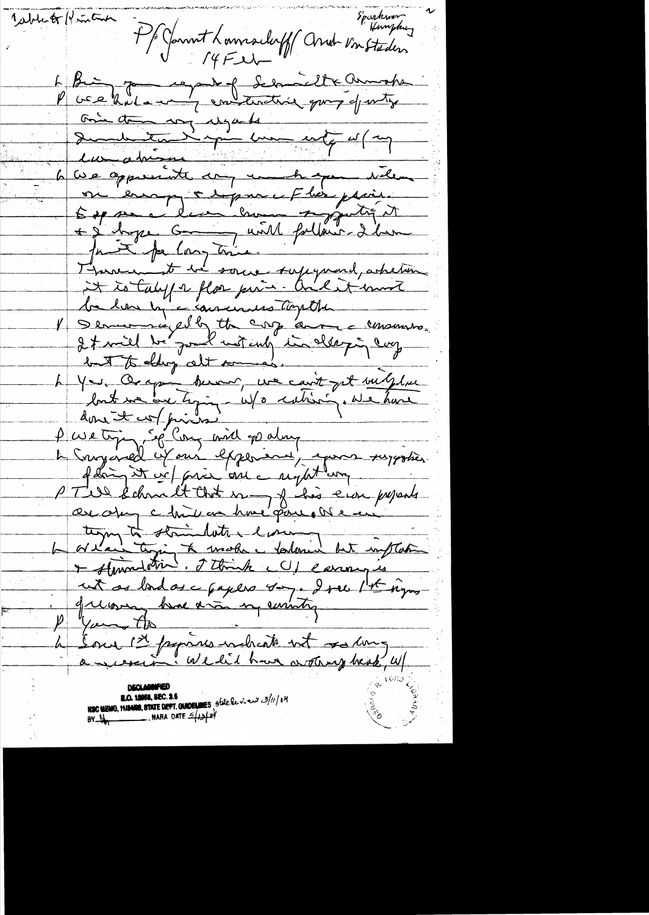Cabinet Printer

P/ Gerrit Lamsdorff/ Andr Von Staden
14 Feb

Sparkman
Humphrey

L Bring you regards of Schmidt & Genscher

P We've had a very constructive group of meetings

Give them my regards

I understand you've been active w/ my economic advisors

L We appreciate very much your ideas on energy & Japan & F has praised.

E I've received ... supporting it & I hope Germany will follow. I have ... for long time.

... to be some safeguard, whether it is tariff or floor price. And it must be done by consumers together

V ... by the ... consumers. It will be good not only in keeping ... but to ... alt sources.

L Yes. As you know, we can't get ... but we are trying w/o ... We have done it w/ prices

P We trying ... Cong will go along

L Compared w/ our experience, I ... suggestion of doing it w/ price are a right way

P Tell Schmidt that many of his econ proposals are ... we have done. We are trying to stimulate economy

L We are trying to make a balance but inflation & stimulation. I think US economy is not as bad as papers say. I see 1st signs of ... have ... my country

P ...

L Some 1st figures indicate not so long a recession. We did have ... w/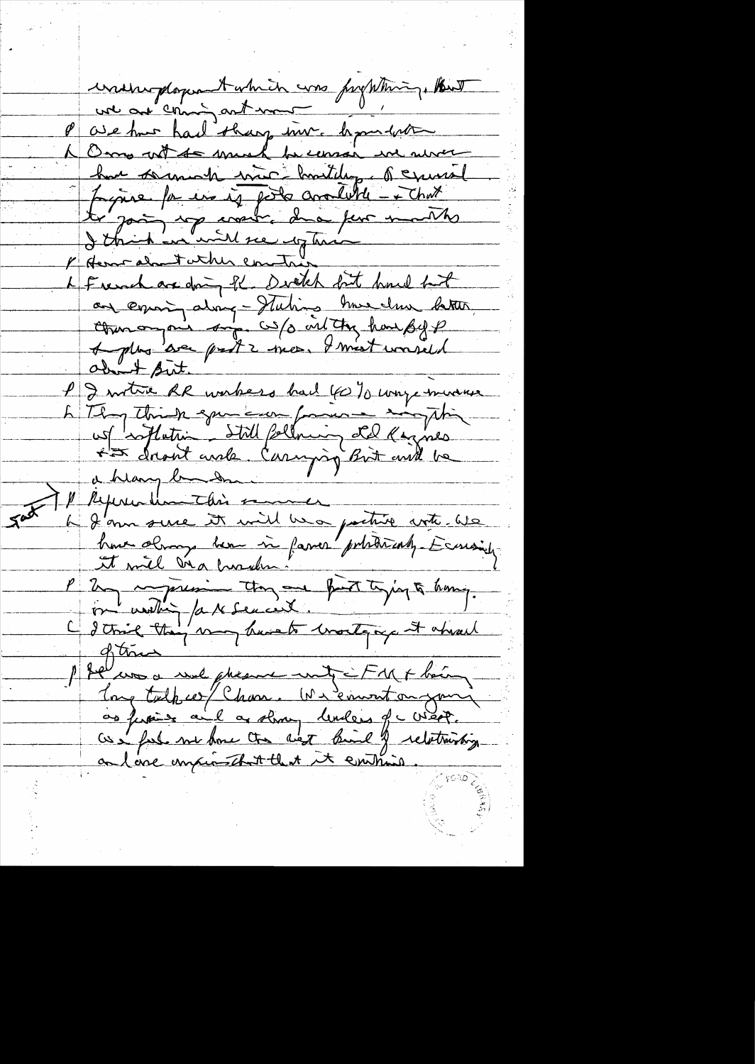unemployment which was frightening. But we are coming out now.

P We have had sharp inv. liquidation

L Owing not so much because we never have so much inv.- hoarding. A crucial figure for us is jobs available - & that is going up now. In a few months I think we will see up turn

P How about other countries

L French are doing OK. Dutch bit hard but are coming along - Italians have done better than anyone expected. W/o oil they have BofP surplus over past 2 mos. I most worried about Brit.

P I notice RR workers had 40% wage increase

L They think spending can finance anything w/ inflation - still following old Keynes ~~that~~ doesn't work. Carrying Brit would be a heavy burden.

Fact P Referendum this summer

L I am sure it will be a positive vote. We have always been in favor politically. Economically it will be a burden.

P My impression they are just trying to hang on waiting for a secular.

L I think they may have to mortgage it ahead of time

P It was a real pleasure meeting FM & having long talk w/ Chan. We are counting on you as friends and as strong leaders of the West. We feel we have the best kind of relationship and are anxious that it continue.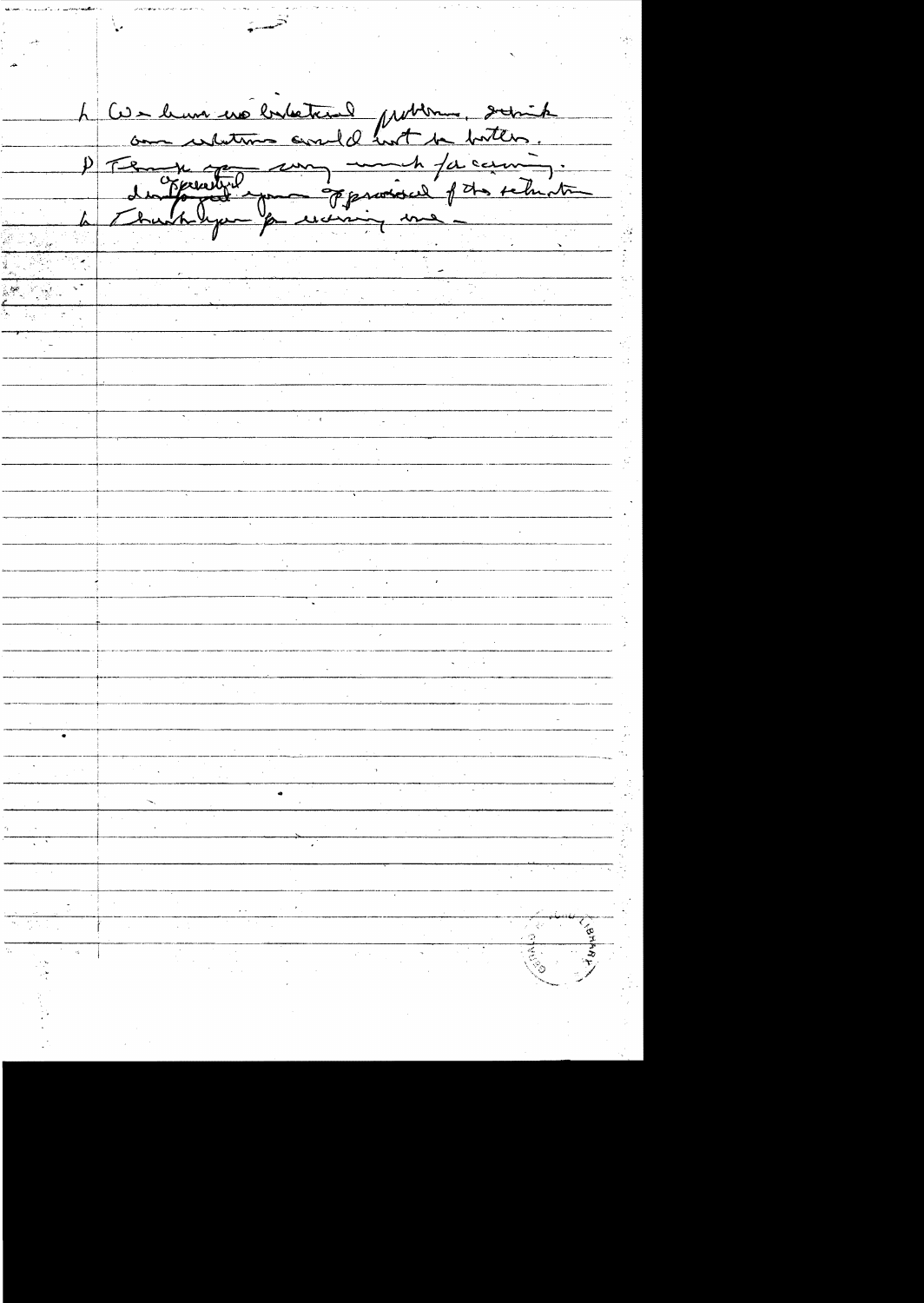L We have no bilateral problems. I think our relations could not be better.

P Thank you very much for coming.

I appreciated your appraisal of the situation

L Thank you for receiving me -